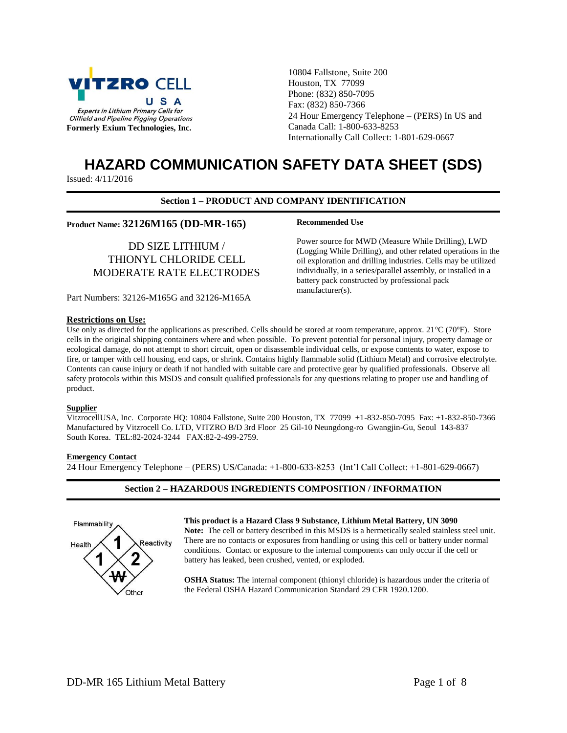VITZRO CELL USA

*Experts in Lithium Primary Cells for Oilfield and Pipeline Pigging Operations*

**Formerly Exium Technologies, Inc.**

10804 Fallstone, Suite 200
Houston, TX 77099
Phone: (832) 850-7095
Fax: (832) 850-7366
24 Hour Emergency Telephone – (PERS) In US and Canada Call: 1-800-633-8253
Internationally Call Collect: 1-801-629-0667

# HAZARD COMMUNICATION SAFETY DATA SHEET (SDS)

Issued: 4/11/2016

## Section 1 – PRODUCT AND COMPANY IDENTIFICATION

**Product Name: 32126M165 (DD-MR-165)**

DD SIZE LITHIUM / THIONYL CHLORIDE CELL MODERATE RATE ELECTRODES

Part Numbers: 32126-M165G and 32126-M165A

**Recommended Use**

Power source for MWD (Measure While Drilling), LWD (Logging While Drilling), and other related operations in the oil exploration and drilling industries. Cells may be utilized individually, in a series/parallel assembly, or installed in a battery pack constructed by professional pack manufacturer(s).

**Restrictions on Use:**

Use only as directed for the applications as prescribed. Cells should be stored at room temperature, approx. 21°C (70°F). Store cells in the original shipping containers where and when possible. To prevent potential for personal injury, property damage or ecological damage, do not attempt to short circuit, open or disassemble individual cells, or expose contents to water, expose to fire, or tamper with cell housing, end caps, or shrink. Contains highly flammable solid (Lithium Metal) and corrosive electrolyte. Contents can cause injury or death if not handled with suitable care and protective gear by qualified professionals. Observe all safety protocols within this MSDS and consult qualified professionals for any questions relating to proper use and handling of product.

**Supplier**

VitzrocellUSA, Inc. Corporate HQ: 10804 Fallstone, Suite 200 Houston, TX 77099 +1-832-850-7095 Fax: +1-832-850-7366
Manufactured by Vitzrocell Co. LTD, VITZRO B/D 3rd Floor 25 Gil-10 Neungdong-ro Gwangjin-Gu, Seoul 143-837 South Korea. TEL:82-2024-3244 FAX:82-2-499-2759.

**Emergency Contact**

24 Hour Emergency Telephone – (PERS) US/Canada: +1-800-633-8253 (Int'l Call Collect: +1-801-629-0667)

## Section 2 – HAZARDOUS INGREDIENTS COMPOSITION / INFORMATION

Flammability: 1
Health: 1
Reactivity: 2
Other: W

**This product is a Hazard Class 9 Substance, Lithium Metal Battery, UN 3090**

**Note:** The cell or battery described in this MSDS is a hermetically sealed stainless steel unit. There are no contacts or exposures from handling or using this cell or battery under normal conditions. Contact or exposure to the internal components can only occur if the cell or battery has leaked, been crushed, vented, or exploded.

**OSHA Status:** The internal component (thionyl chloride) is hazardous under the criteria of the Federal OSHA Hazard Communication Standard 29 CFR 1920.1200.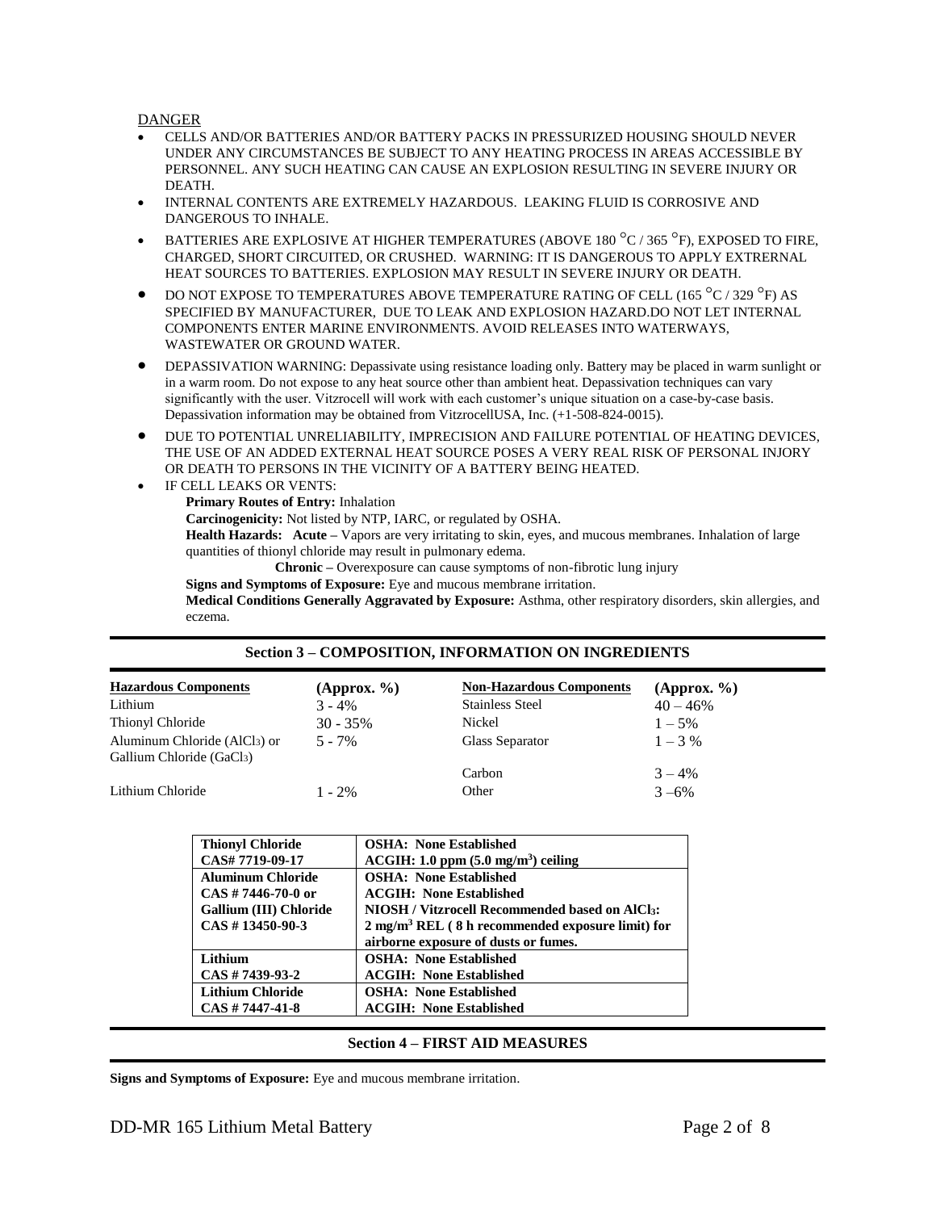DANGER

- CELLS AND/OR BATTERIES AND/OR BATTERY PACKS IN PRESSURIZED HOUSING SHOULD NEVER UNDER ANY CIRCUMSTANCES BE SUBJECT TO ANY HEATING PROCESS IN AREAS ACCESSIBLE BY PERSONNEL. ANY SUCH HEATING CAN CAUSE AN EXPLOSION RESULTING IN SEVERE INJURY OR DEATH.
- INTERNAL CONTENTS ARE EXTREMELY HAZARDOUS. LEAKING FLUID IS CORROSIVE AND DANGEROUS TO INHALE.
- BATTERIES ARE EXPLOSIVE AT HIGHER TEMPERATURES (ABOVE 180 °C / 365 °F), EXPOSED TO FIRE, CHARGED, SHORT CIRCUITED, OR CRUSHED. WARNING: IT IS DANGEROUS TO APPLY EXTRERNAL HEAT SOURCES TO BATTERIES. EXPLOSION MAY RESULT IN SEVERE INJURY OR DEATH.
- DO NOT EXPOSE TO TEMPERATURES ABOVE TEMPERATURE RATING OF CELL (165 °C / 329 °F) AS SPECIFIED BY MANUFACTURER, DUE TO LEAK AND EXPLOSION HAZARD.DO NOT LET INTERNAL COMPONENTS ENTER MARINE ENVIRONMENTS. AVOID RELEASES INTO WATERWAYS, WASTEWATER OR GROUND WATER.
- DEPASSIVATION WARNING: Depassivate using resistance loading only. Battery may be placed in warm sunlight or in a warm room. Do not expose to any heat source other than ambient heat. Depassivation techniques can vary significantly with the user. Vitzrocell will work with each customer's unique situation on a case-by-case basis. Depassivation information may be obtained from VitzrocellUSA, Inc. (+1-508-824-0015).
- DUE TO POTENTIAL UNRELIABILITY, IMPRECISION AND FAILURE POTENTIAL OF HEATING DEVICES, THE USE OF AN ADDED EXTERNAL HEAT SOURCE POSES A VERY REAL RISK OF PERSONAL INJURY OR DEATH TO PERSONS IN THE VICINITY OF A BATTERY BEING HEATED.
- IF CELL LEAKS OR VENTS:

  **Primary Routes of Entry:** Inhalation

  **Carcinogenicity:** Not listed by NTP, IARC, or regulated by OSHA.

  **Health Hazards: Acute –** Vapors are very irritating to skin, eyes, and mucous membranes. Inhalation of large quantities of thionyl chloride may result in pulmonary edema.

  **Chronic –** Overexposure can cause symptoms of non-fibrotic lung injury

  **Signs and Symptoms of Exposure:** Eye and mucous membrane irritation.

  **Medical Conditions Generally Aggravated by Exposure:** Asthma, other respiratory disorders, skin allergies, and eczema.

## Section 3 – COMPOSITION, INFORMATION ON INGREDIENTS

| Hazardous Components | (Approx. %) | Non-Hazardous Components | (Approx. %) |
|---|---|---|---|
| Lithium | 3 - 4% | Stainless Steel | 40 – 46% |
| Thionyl Chloride | 30 - 35% | Nickel | 1 – 5% |
| Aluminum Chloride ($AlCl_3$) or Gallium Chloride ($GaCl_3$) | 5 - 7% | Glass Separator | 1 – 3 % |
| | | Carbon | 3 – 4% |
| Lithium Chloride | 1 - 2% | Other | 3 –6% |

| Component | Exposure Limits |
|---|---|
| **Thionyl Chloride**<br>**CAS# 7719-09-17** | **OSHA: None Established**<br>**ACGIH: 1.0 ppm (5.0 mg/m$^3$) ceiling** |
| **Aluminum Chloride**<br>**CAS # 7446-70-0 or**<br>**Gallium (III) Chloride**<br>**CAS # 13450-90-3** | **OSHA: None Established**<br>**ACGIH: None Established**<br>**NIOSH / Vitzrocell Recommended based on $AlCl_3$:**<br>**2 mg/m$^3$ REL ( 8 h recommended exposure limit) for airborne exposure of dusts or fumes.** |
| **Lithium**<br>**CAS # 7439-93-2** | **OSHA: None Established**<br>**ACGIH: None Established** |
| **Lithium Chloride**<br>**CAS # 7447-41-8** | **OSHA: None Established**<br>**ACGIH: None Established** |

## Section 4 – FIRST AID MEASURES

**Signs and Symptoms of Exposure:** Eye and mucous membrane irritation.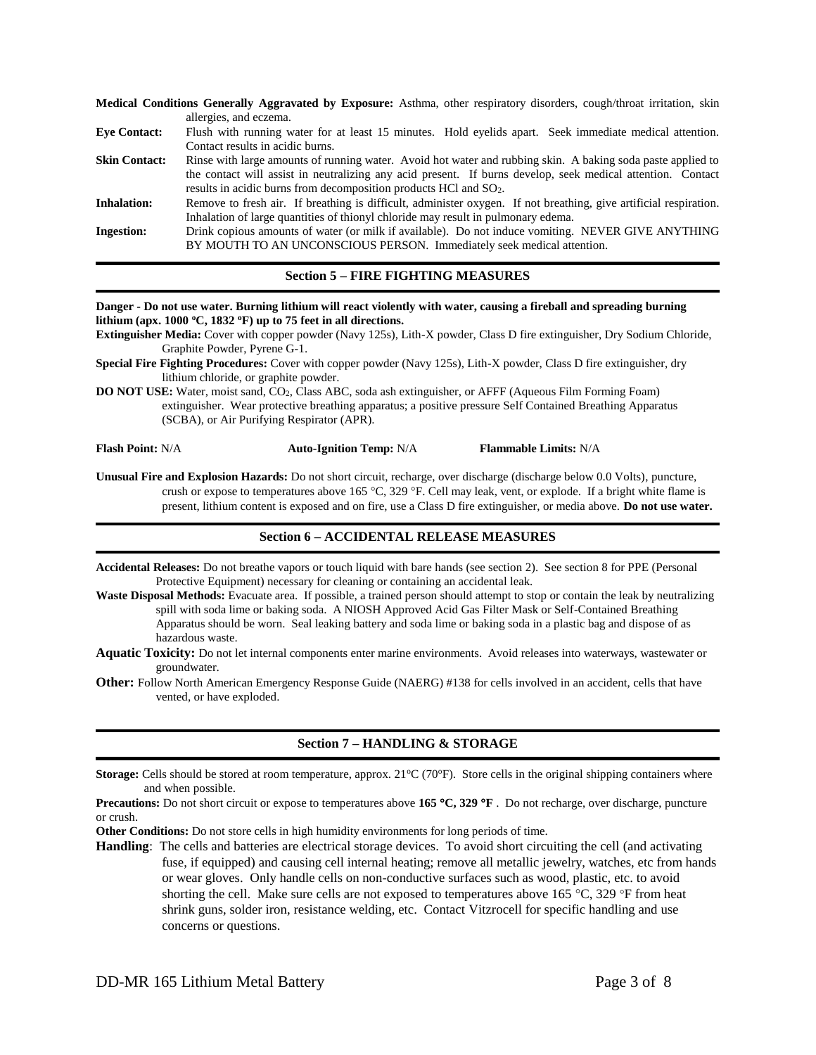**Medical Conditions Generally Aggravated by Exposure:** Asthma, other respiratory disorders, cough/throat irritation, skin allergies, and eczema.

**Eye Contact:** Flush with running water for at least 15 minutes. Hold eyelids apart. Seek immediate medical attention. Contact results in acidic burns.

**Skin Contact:** Rinse with large amounts of running water. Avoid hot water and rubbing skin. A baking soda paste applied to the contact will assist in neutralizing any acid present. If burns develop, seek medical attention. Contact results in acidic burns from decomposition products HCl and $SO_2$.

**Inhalation:** Remove to fresh air. If breathing is difficult, administer oxygen. If not breathing, give artificial respiration. Inhalation of large quantities of thionyl chloride may result in pulmonary edema.

**Ingestion:** Drink copious amounts of water (or milk if available). Do not induce vomiting. NEVER GIVE ANYTHING BY MOUTH TO AN UNCONSCIOUS PERSON. Immediately seek medical attention.

## Section 5 – FIRE FIGHTING MEASURES

**Danger - Do not use water. Burning lithium will react violently with water, causing a fireball and spreading burning lithium (apx. 1000 ºC, 1832 ºF) up to 75 feet in all directions.**

**Extinguisher Media:** Cover with copper powder (Navy 125s), Lith-X powder, Class D fire extinguisher, Dry Sodium Chloride, Graphite Powder, Pyrene G-1.

**Special Fire Fighting Procedures:** Cover with copper powder (Navy 125s), Lith-X powder, Class D fire extinguisher, dry lithium chloride, or graphite powder.

**DO NOT USE:** Water, moist sand, $CO_2$, Class ABC, soda ash extinguisher, or AFFF (Aqueous Film Forming Foam) extinguisher. Wear protective breathing apparatus; a positive pressure Self Contained Breathing Apparatus (SCBA), or Air Purifying Respirator (APR).

**Flash Point:** N/A  **Auto-Ignition Temp:** N/A  **Flammable Limits:** N/A

**Unusual Fire and Explosion Hazards:** Do not short circuit, recharge, over discharge (discharge below 0.0 Volts), puncture, crush or expose to temperatures above 165 °C, 329 °F. Cell may leak, vent, or explode. If a bright white flame is present, lithium content is exposed and on fire, use a Class D fire extinguisher, or media above. **Do not use water.**

## Section 6 – ACCIDENTAL RELEASE MEASURES

**Accidental Releases:** Do not breathe vapors or touch liquid with bare hands (see section 2). See section 8 for PPE (Personal Protective Equipment) necessary for cleaning or containing an accidental leak.

**Waste Disposal Methods:** Evacuate area. If possible, a trained person should attempt to stop or contain the leak by neutralizing spill with soda lime or baking soda. A NIOSH Approved Acid Gas Filter Mask or Self-Contained Breathing Apparatus should be worn. Seal leaking battery and soda lime or baking soda in a plastic bag and dispose of as hazardous waste.

**Aquatic Toxicity:** Do not let internal components enter marine environments. Avoid releases into waterways, wastewater or groundwater.

**Other:** Follow North American Emergency Response Guide (NAERG) #138 for cells involved in an accident, cells that have vented, or have exploded.

## Section 7 – HANDLING & STORAGE

**Storage:** Cells should be stored at room temperature, approx. 21ºC (70ºF). Store cells in the original shipping containers where and when possible.

**Precautions:** Do not short circuit or expose to temperatures above **165 °C, 329 °F** . Do not recharge, over discharge, puncture or crush.

**Other Conditions:** Do not store cells in high humidity environments for long periods of time.

**Handling**: The cells and batteries are electrical storage devices. To avoid short circuiting the cell (and activating fuse, if equipped) and causing cell internal heating; remove all metallic jewelry, watches, etc from hands or wear gloves. Only handle cells on non-conductive surfaces such as wood, plastic, etc. to avoid shorting the cell. Make sure cells are not exposed to temperatures above 165 °C, 329 °F from heat shrink guns, solder iron, resistance welding, etc. Contact Vitzrocell for specific handling and use concerns or questions.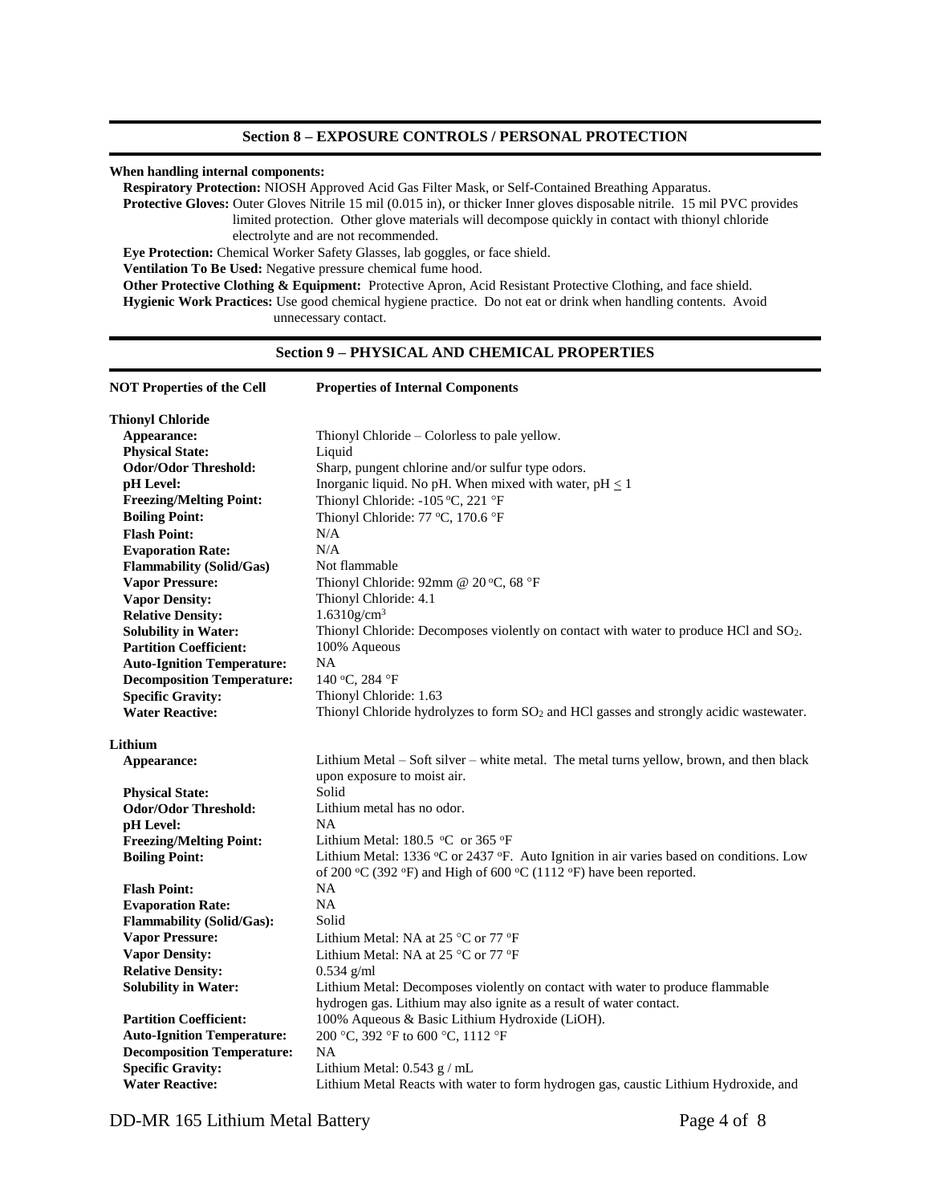## Section 8 – EXPOSURE CONTROLS / PERSONAL PROTECTION

**When handling internal components:**

**Respiratory Protection:** NIOSH Approved Acid Gas Filter Mask, or Self-Contained Breathing Apparatus.

**Protective Gloves:** Outer Gloves Nitrile 15 mil (0.015 in), or thicker Inner gloves disposable nitrile. 15 mil PVC provides limited protection. Other glove materials will decompose quickly in contact with thionyl chloride electrolyte and are not recommended.

**Eye Protection:** Chemical Worker Safety Glasses, lab goggles, or face shield.

**Ventilation To Be Used:** Negative pressure chemical fume hood.

**Other Protective Clothing & Equipment:** Protective Apron, Acid Resistant Protective Clothing, and face shield.

**Hygienic Work Practices:** Use good chemical hygiene practice. Do not eat or drink when handling contents. Avoid unnecessary contact.

## Section 9 – PHYSICAL AND CHEMICAL PROPERTIES

| **NOT Properties of the Cell** | **Properties of Internal Components** |
|---|---|
| **Thionyl Chloride** | |
| **Appearance:** | Thionyl Chloride – Colorless to pale yellow. |
| **Physical State:** | Liquid |
| **Odor/Odor Threshold:** | Sharp, pungent chlorine and/or sulfur type odors. |
| **pH Level:** | Inorganic liquid. No pH. When mixed with water, pH $\leq$ 1 |
| **Freezing/Melting Point:** | Thionyl Chloride: -105 °C, 221 °F |
| **Boiling Point:** | Thionyl Chloride: 77 °C, 170.6 °F |
| **Flash Point:** | N/A |
| **Evaporation Rate:** | N/A |
| **Flammability (Solid/Gas)** | Not flammable |
| **Vapor Pressure:** | Thionyl Chloride: 92mm @ 20 °C, 68 °F |
| **Vapor Density:** | Thionyl Chloride: 4.1 |
| **Relative Density:** | 1.6310g/cm$^3$ |
| **Solubility in Water:** | Thionyl Chloride: Decomposes violently on contact with water to produce HCl and $SO_2$. |
| **Partition Coefficient:** | 100% Aqueous |
| **Auto-Ignition Temperature:** | NA |
| **Decomposition Temperature:** | 140 °C, 284 °F |
| **Specific Gravity:** | Thionyl Chloride: 1.63 |
| **Water Reactive:** | Thionyl Chloride hydrolyzes to form $SO_2$ and HCl gasses and strongly acidic wastewater. |
| **Lithium** | |
| **Appearance:** | Lithium Metal – Soft silver – white metal. The metal turns yellow, brown, and then black upon exposure to moist air. |
| **Physical State:** | Solid |
| **Odor/Odor Threshold:** | Lithium metal has no odor. |
| **pH Level:** | NA |
| **Freezing/Melting Point:** | Lithium Metal: 180.5 °C or 365 °F |
| **Boiling Point:** | Lithium Metal: 1336 °C or 2437 °F. Auto Ignition in air varies based on conditions. Low of 200 °C (392 °F) and High of 600 °C (1112 °F) have been reported. |
| **Flash Point:** | NA |
| **Evaporation Rate:** | NA |
| **Flammability (Solid/Gas):** | Solid |
| **Vapor Pressure:** | Lithium Metal: NA at 25 °C or 77 °F |
| **Vapor Density:** | Lithium Metal: NA at 25 °C or 77 °F |
| **Relative Density:** | 0.534 g/ml |
| **Solubility in Water:** | Lithium Metal: Decomposes violently on contact with water to produce flammable hydrogen gas. Lithium may also ignite as a result of water contact. |
| **Partition Coefficient:** | 100% Aqueous & Basic Lithium Hydroxide (LiOH). |
| **Auto-Ignition Temperature:** | 200 °C, 392 °F to 600 °C, 1112 °F |
| **Decomposition Temperature:** | NA |
| **Specific Gravity:** | Lithium Metal: 0.543 g / mL |
| **Water Reactive:** | Lithium Metal Reacts with water to form hydrogen gas, caustic Lithium Hydroxide, and |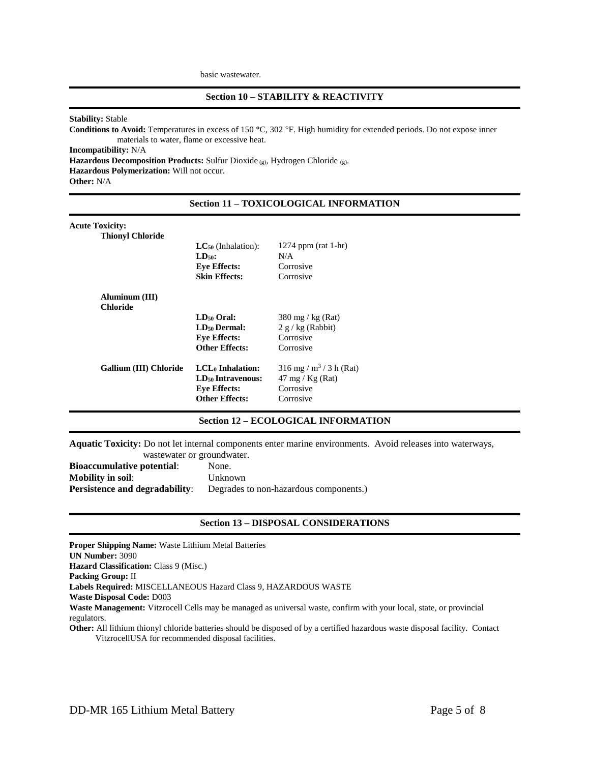basic wastewater.

## Section 10 – STABILITY & REACTIVITY

**Stability:** Stable

**Conditions to Avoid:** Temperatures in excess of 150 °C, 302 °F. High humidity for extended periods. Do not expose inner materials to water, flame or excessive heat.

**Incompatibility:** N/A

**Hazardous Decomposition Products:** Sulfur Dioxide $_{(g)}$, Hydrogen Chloride $_{(g)}$.

**Hazardous Polymerization:** Will not occur.

**Other:** N/A

## Section 11 – TOXICOLOGICAL INFORMATION

**Acute Toxicity:**

| Substance | Property | Value |
|---|---|---|
| **Thionyl Chloride** | **$LC_{50}$** (Inhalation): | 1274 ppm (rat 1-hr) |
| | **$LD_{50}$:** | N/A |
| | **Eye Effects:** | Corrosive |
| | **Skin Effects:** | Corrosive |
| **Aluminum (III) Chloride** | **$LD_{50}$ Oral:** | 380 mg / kg (Rat) |
| | **$LD_{50}$ Dermal:** | 2 g / kg (Rabbit) |
| | **Eye Effects:** | Corrosive |
| | **Other Effects:** | Corrosive |
| **Gallium (III) Chloride** | **$LCL_0$ Inhalation:** | 316 mg / $m^3$ / 3 h (Rat) |
| | **$LD_{50}$ Intravenous:** | 47 mg / Kg (Rat) |
| | **Eye Effects:** | Corrosive |
| | **Other Effects:** | Corrosive |

## Section 12 – ECOLOGICAL INFORMATION

**Aquatic Toxicity:** Do not let internal components enter marine environments. Avoid releases into waterways, wastewater or groundwater.

**Bioaccumulative potential**: None.

**Mobility in soil**: Unknown

**Persistence and degradability**: Degrades to non-hazardous components.)

## Section 13 – DISPOSAL CONSIDERATIONS

**Proper Shipping Name:** Waste Lithium Metal Batteries

**UN Number:** 3090

**Hazard Classification:** Class 9 (Misc.)

**Packing Group:** II

**Labels Required:** MISCELLANEOUS Hazard Class 9, HAZARDOUS WASTE

**Waste Disposal Code:** D003

**Waste Management:** Vitzrocell Cells may be managed as universal waste, confirm with your local, state, or provincial regulators.

**Other:** All lithium thionyl chloride batteries should be disposed of by a certified hazardous waste disposal facility. Contact VitzrocellUSA for recommended disposal facilities.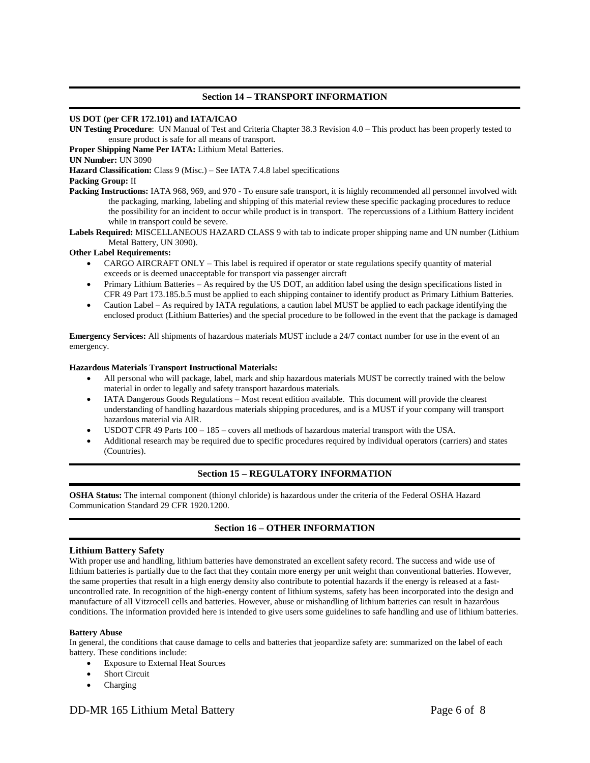## Section 14 – TRANSPORT INFORMATION

**US DOT (per CFR 172.101) and IATA/ICAO**

**UN Testing Procedure**: UN Manual of Test and Criteria Chapter 38.3 Revision 4.0 – This product has been properly tested to ensure product is safe for all means of transport.

**Proper Shipping Name Per IATA:** Lithium Metal Batteries.

**UN Number:** UN 3090

**Hazard Classification:** Class 9 (Misc.) – See IATA 7.4.8 label specifications

**Packing Group:** II

**Packing Instructions:** IATA 968, 969, and 970 - To ensure safe transport, it is highly recommended all personnel involved with the packaging, marking, labeling and shipping of this material review these specific packaging procedures to reduce the possibility for an incident to occur while product is in transport. The repercussions of a Lithium Battery incident while in transport could be severe.

**Labels Required:** MISCELLANEOUS HAZARD CLASS 9 with tab to indicate proper shipping name and UN number (Lithium Metal Battery, UN 3090).

**Other Label Requirements:**

- CARGO AIRCRAFT ONLY – This label is required if operator or state regulations specify quantity of material exceeds or is deemed unacceptable for transport via passenger aircraft
- Primary Lithium Batteries – As required by the US DOT, an addition label using the design specifications listed in CFR 49 Part 173.185.b.5 must be applied to each shipping container to identify product as Primary Lithium Batteries.
- Caution Label – As required by IATA regulations, a caution label MUST be applied to each package identifying the enclosed product (Lithium Batteries) and the special procedure to be followed in the event that the package is damaged

**Emergency Services:** All shipments of hazardous materials MUST include a 24/7 contact number for use in the event of an emergency.

**Hazardous Materials Transport Instructional Materials:**

- All personal who will package, label, mark and ship hazardous materials MUST be correctly trained with the below material in order to legally and safety transport hazardous materials.
- IATA Dangerous Goods Regulations – Most recent edition available. This document will provide the clearest understanding of handling hazardous materials shipping procedures, and is a MUST if your company will transport hazardous material via AIR.
- USDOT CFR 49 Parts 100 – 185 – covers all methods of hazardous material transport with the USA.
- Additional research may be required due to specific procedures required by individual operators (carriers) and states (Countries).

## Section 15 – REGULATORY INFORMATION

**OSHA Status:** The internal component (thionyl chloride) is hazardous under the criteria of the Federal OSHA Hazard Communication Standard 29 CFR 1920.1200.

## Section 16 – OTHER INFORMATION

### Lithium Battery Safety

With proper use and handling, lithium batteries have demonstrated an excellent safety record. The success and wide use of lithium batteries is partially due to the fact that they contain more energy per unit weight than conventional batteries. However, the same properties that result in a high energy density also contribute to potential hazards if the energy is released at a fast-uncontrolled rate. In recognition of the high-energy content of lithium systems, safety has been incorporated into the design and manufacture of all Vitzrocell cells and batteries. However, abuse or mishandling of lithium batteries can result in hazardous conditions. The information provided here is intended to give users some guidelines to safe handling and use of lithium batteries.

**Battery Abuse**

In general, the conditions that cause damage to cells and batteries that jeopardize safety are: summarized on the label of each battery. These conditions include:

- Exposure to External Heat Sources
- Short Circuit
- Charging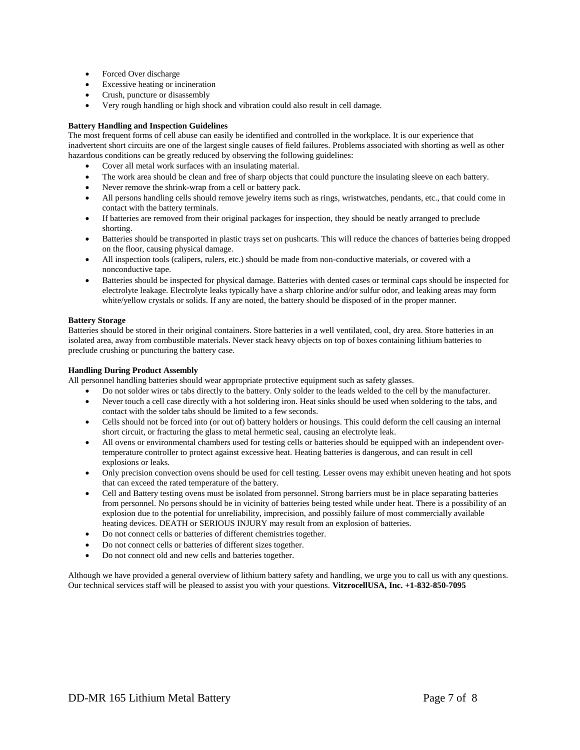- Forced Over discharge
- Excessive heating or incineration
- Crush, puncture or disassembly
- Very rough handling or high shock and vibration could also result in cell damage.

**Battery Handling and Inspection Guidelines**

The most frequent forms of cell abuse can easily be identified and controlled in the workplace. It is our experience that inadvertent short circuits are one of the largest single causes of field failures. Problems associated with shorting as well as other hazardous conditions can be greatly reduced by observing the following guidelines:

- Cover all metal work surfaces with an insulating material.
- The work area should be clean and free of sharp objects that could puncture the insulating sleeve on each battery.
- Never remove the shrink-wrap from a cell or battery pack.
- All persons handling cells should remove jewelry items such as rings, wristwatches, pendants, etc., that could come in contact with the battery terminals.
- If batteries are removed from their original packages for inspection, they should be neatly arranged to preclude shorting.
- Batteries should be transported in plastic trays set on pushcarts. This will reduce the chances of batteries being dropped on the floor, causing physical damage.
- All inspection tools (calipers, rulers, etc.) should be made from non-conductive materials, or covered with a nonconductive tape.
- Batteries should be inspected for physical damage. Batteries with dented cases or terminal caps should be inspected for electrolyte leakage. Electrolyte leaks typically have a sharp chlorine and/or sulfur odor, and leaking areas may form white/yellow crystals or solids. If any are noted, the battery should be disposed of in the proper manner.

**Battery Storage**

Batteries should be stored in their original containers. Store batteries in a well ventilated, cool, dry area. Store batteries in an isolated area, away from combustible materials. Never stack heavy objects on top of boxes containing lithium batteries to preclude crushing or puncturing the battery case.

**Handling During Product Assembly**

All personnel handling batteries should wear appropriate protective equipment such as safety glasses.

- Do not solder wires or tabs directly to the battery. Only solder to the leads welded to the cell by the manufacturer.
- Never touch a cell case directly with a hot soldering iron. Heat sinks should be used when soldering to the tabs, and contact with the solder tabs should be limited to a few seconds.
- Cells should not be forced into (or out of) battery holders or housings. This could deform the cell causing an internal short circuit, or fracturing the glass to metal hermetic seal, causing an electrolyte leak.
- All ovens or environmental chambers used for testing cells or batteries should be equipped with an independent over-temperature controller to protect against excessive heat. Heating batteries is dangerous, and can result in cell explosions or leaks.
- Only precision convection ovens should be used for cell testing. Lesser ovens may exhibit uneven heating and hot spots that can exceed the rated temperature of the battery.
- Cell and Battery testing ovens must be isolated from personnel. Strong barriers must be in place separating batteries from personnel. No persons should be in vicinity of batteries being tested while under heat. There is a possibility of an explosion due to the potential for unreliability, imprecision, and possibly failure of most commercially available heating devices. DEATH or SERIOUS INJURY may result from an explosion of batteries.
- Do not connect cells or batteries of different chemistries together.
- Do not connect cells or batteries of different sizes together.
- Do not connect old and new cells and batteries together.

Although we have provided a general overview of lithium battery safety and handling, we urge you to call us with any questions. Our technical services staff will be pleased to assist you with your questions. **VitzrocellUSA, Inc. +1-832-850-7095**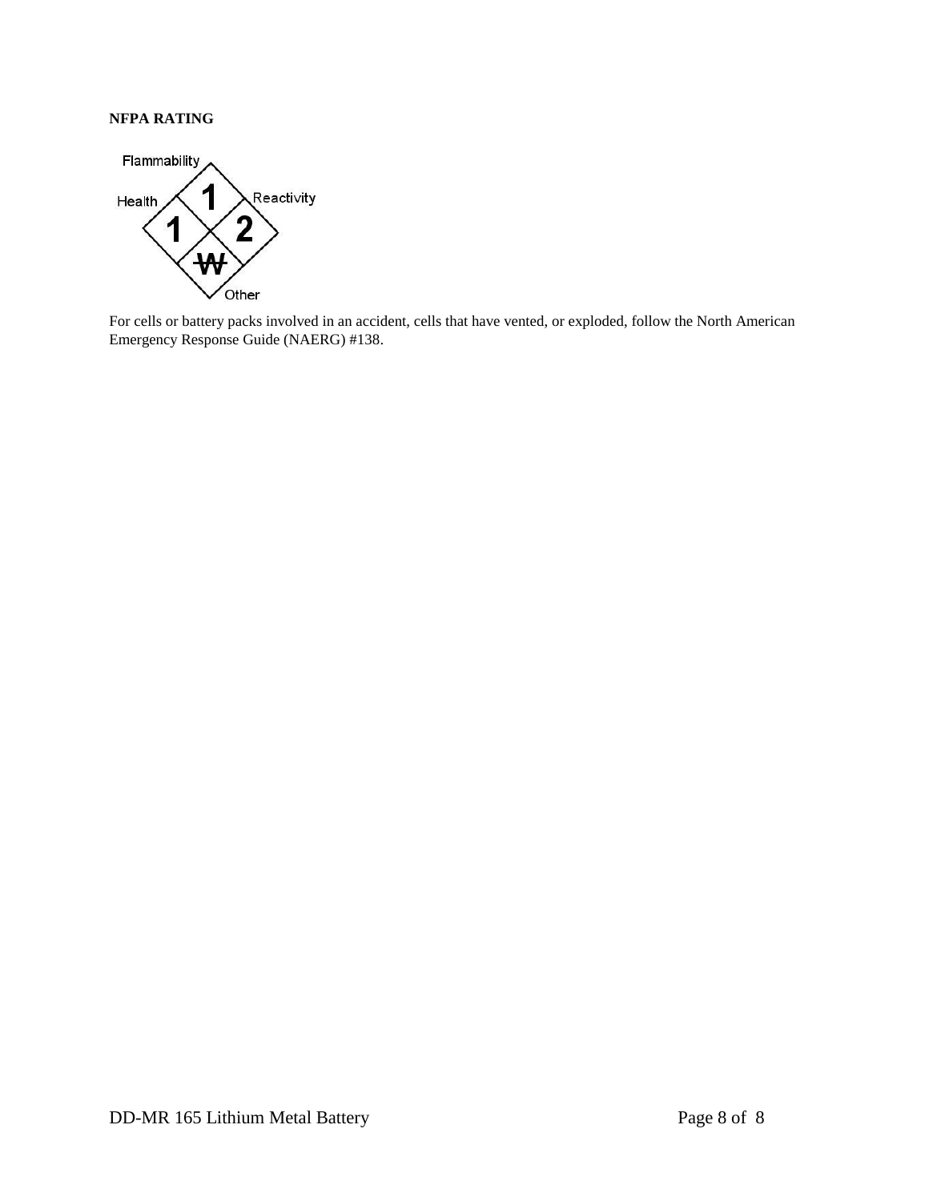**NFPA RATING**

Flammability

Health

Reactivity

Other

1

1

2

~~W~~

For cells or battery packs involved in an accident, cells that have vented, or exploded, follow the North American Emergency Response Guide (NAERG) #138.